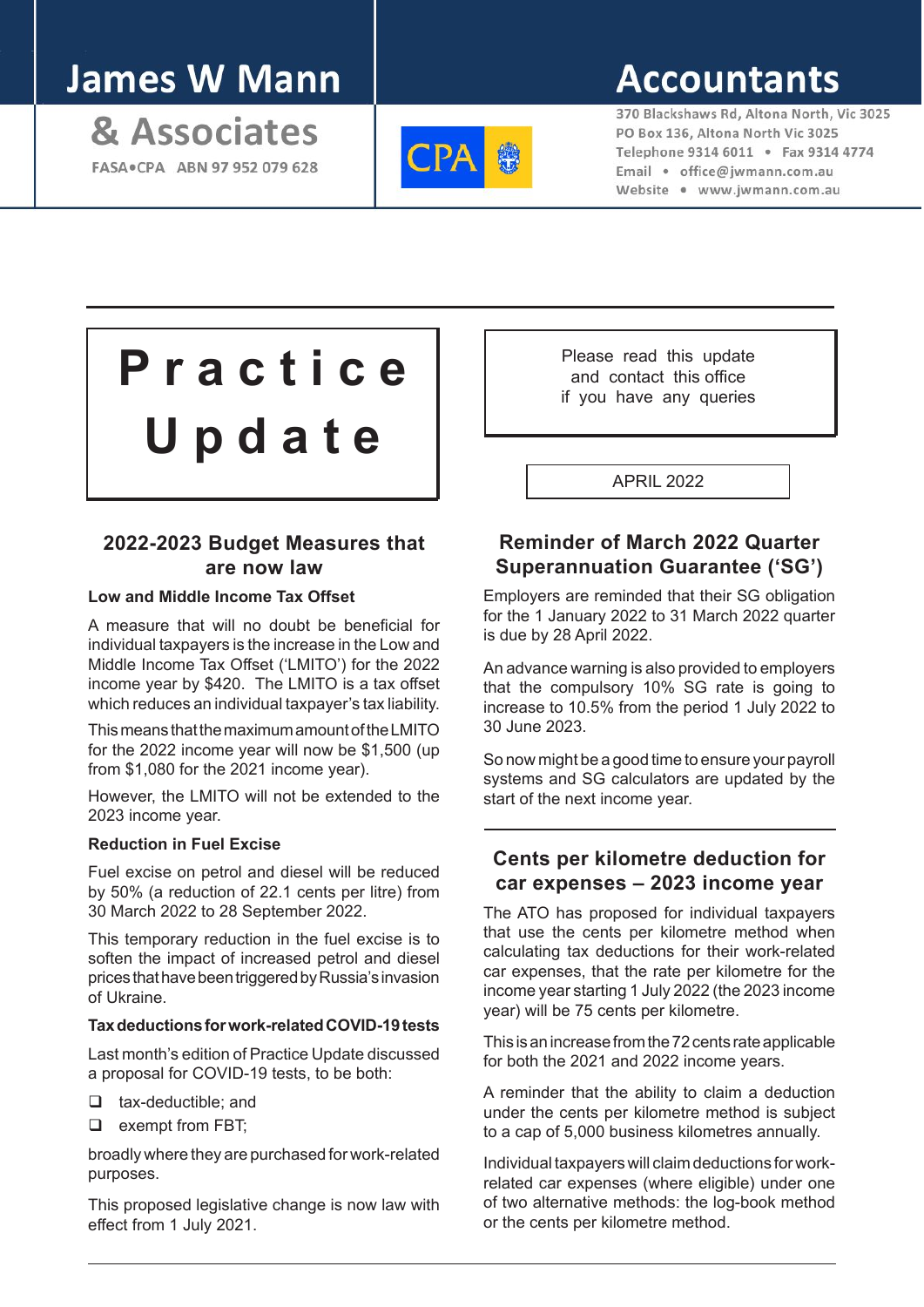# James W Mann & Associates

FASA•CPA ABN 97 952 079 628

# Accountants

370 Blackshaws Rd, Altona North, Vic 3025
PO Box 136, Altona North Vic 3025
Telephone 9314 6011 • Fax 9314 4774
Email • office@jwmann.com.au
Website • www.jwmann.com.au

# Practice Update

Please read this update and contact this office if you have any queries

APRIL 2022

## 2022-2023 Budget Measures that are now law

### Low and Middle Income Tax Offset

A measure that will no doubt be beneficial for individual taxpayers is the increase in the Low and Middle Income Tax Offset ('LMITO') for the 2022 income year by $420. The LMITO is a tax offset which reduces an individual taxpayer's tax liability.

This means that the maximum amount of the LMITO for the 2022 income year will now be $1,500 (up from $1,080 for the 2021 income year).

However, the LMITO will not be extended to the 2023 income year.

### Reduction in Fuel Excise

Fuel excise on petrol and diesel will be reduced by 50% (a reduction of 22.1 cents per litre) from 30 March 2022 to 28 September 2022.

This temporary reduction in the fuel excise is to soften the impact of increased petrol and diesel prices that have been triggered by Russia's invasion of Ukraine.

### Tax deductions for work-related COVID-19 tests

Last month's edition of Practice Update discussed a proposal for COVID-19 tests, to be both:

- tax-deductible; and
- exempt from FBT;

broadly where they are purchased for work-related purposes.

This proposed legislative change is now law with effect from 1 July 2021.

## Reminder of March 2022 Quarter Superannuation Guarantee ('SG')

Employers are reminded that their SG obligation for the 1 January 2022 to 31 March 2022 quarter is due by 28 April 2022.

An advance warning is also provided to employers that the compulsory 10% SG rate is going to increase to 10.5% from the period 1 July 2022 to 30 June 2023.

So now might be a good time to ensure your payroll systems and SG calculators are updated by the start of the next income year.

## Cents per kilometre deduction for car expenses – 2023 income year

The ATO has proposed for individual taxpayers that use the cents per kilometre method when calculating tax deductions for their work-related car expenses, that the rate per kilometre for the income year starting 1 July 2022 (the 2023 income year) will be 75 cents per kilometre.

This is an increase from the 72 cents rate applicable for both the 2021 and 2022 income years.

A reminder that the ability to claim a deduction under the cents per kilometre method is subject to a cap of 5,000 business kilometres annually.

Individual taxpayers will claim deductions for work-related car expenses (where eligible) under one of two alternative methods: the log-book method or the cents per kilometre method.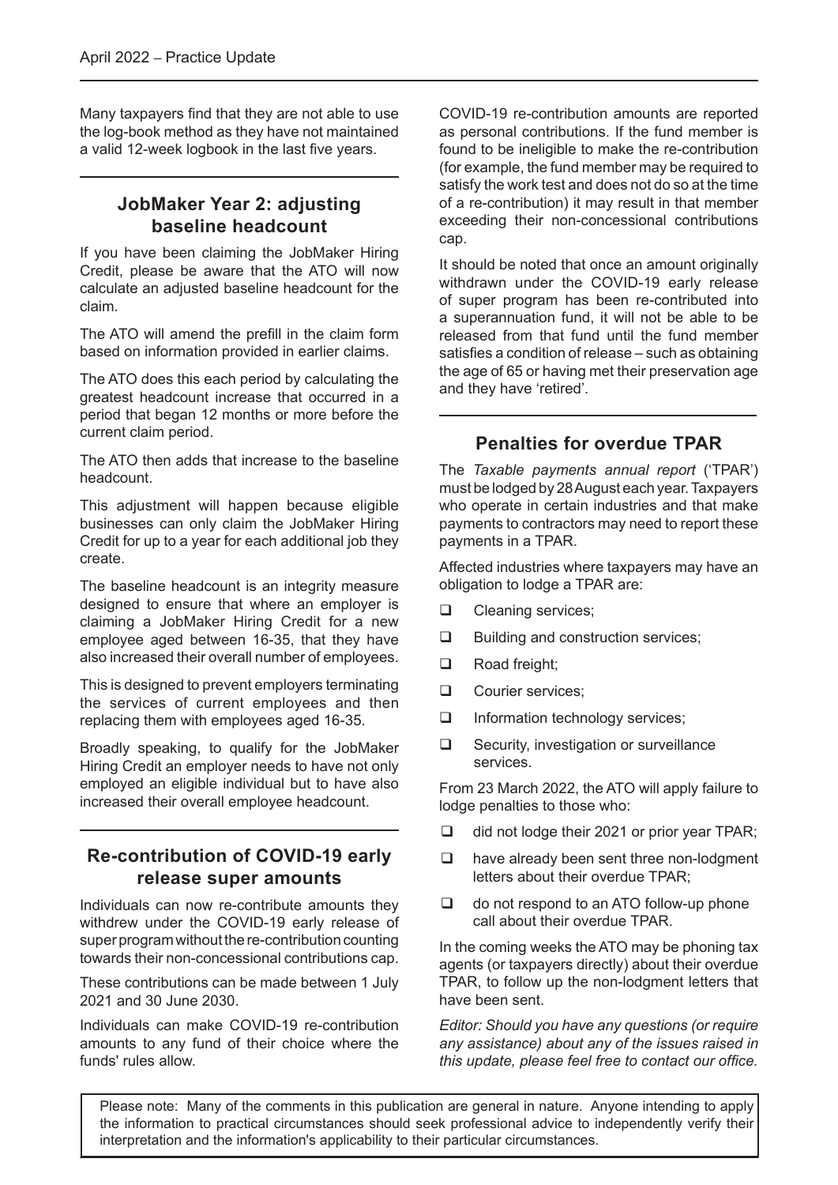Many taxpayers find that they are not able to use the log-book method as they have not maintained a valid 12-week logbook in the last five years.

## JobMaker Year 2: adjusting baseline headcount

If you have been claiming the JobMaker Hiring Credit, please be aware that the ATO will now calculate an adjusted baseline headcount for the claim.

The ATO will amend the prefill in the claim form based on information provided in earlier claims.

The ATO does this each period by calculating the greatest headcount increase that occurred in a period that began 12 months or more before the current claim period.

The ATO then adds that increase to the baseline headcount.

This adjustment will happen because eligible businesses can only claim the JobMaker Hiring Credit for up to a year for each additional job they create.

The baseline headcount is an integrity measure designed to ensure that where an employer is claiming a JobMaker Hiring Credit for a new employee aged between 16-35, that they have also increased their overall number of employees.

This is designed to prevent employers terminating the services of current employees and then replacing them with employees aged 16-35.

Broadly speaking, to qualify for the JobMaker Hiring Credit an employer needs to have not only employed an eligible individual but to have also increased their overall employee headcount.

## Re-contribution of COVID-19 early release super amounts

Individuals can now re-contribute amounts they withdrew under the COVID-19 early release of super program without the re-contribution counting towards their non-concessional contributions cap.

These contributions can be made between 1 July 2021 and 30 June 2030.

Individuals can make COVID-19 re-contribution amounts to any fund of their choice where the funds' rules allow.

COVID-19 re-contribution amounts are reported as personal contributions. If the fund member is found to be ineligible to make the re-contribution (for example, the fund member may be required to satisfy the work test and does not do so at the time of a re-contribution) it may result in that member exceeding their non-concessional contributions cap.

It should be noted that once an amount originally withdrawn under the COVID-19 early release of super program has been re-contributed into a superannuation fund, it will not be able to be released from that fund until the fund member satisfies a condition of release – such as obtaining the age of 65 or having met their preservation age and they have 'retired'.

## Penalties for overdue TPAR

The *Taxable payments annual report* ('TPAR') must be lodged by 28 August each year. Taxpayers who operate in certain industries and that make payments to contractors may need to report these payments in a TPAR.

Affected industries where taxpayers may have an obligation to lodge a TPAR are:

- Cleaning services;
- Building and construction services;
- Road freight;
- Courier services;
- Information technology services;
- Security, investigation or surveillance services.

From 23 March 2022, the ATO will apply failure to lodge penalties to those who:

- did not lodge their 2021 or prior year TPAR;
- have already been sent three non-lodgment letters about their overdue TPAR;
- do not respond to an ATO follow-up phone call about their overdue TPAR.

In the coming weeks the ATO may be phoning tax agents (or taxpayers directly) about their overdue TPAR, to follow up the non-lodgment letters that have been sent.

*Editor: Should you have any questions (or require any assistance) about any of the issues raised in this update, please feel free to contact our office.*

Please note: Many of the comments in this publication are general in nature. Anyone intending to apply the information to practical circumstances should seek professional advice to independently verify their interpretation and the information's applicability to their particular circumstances.